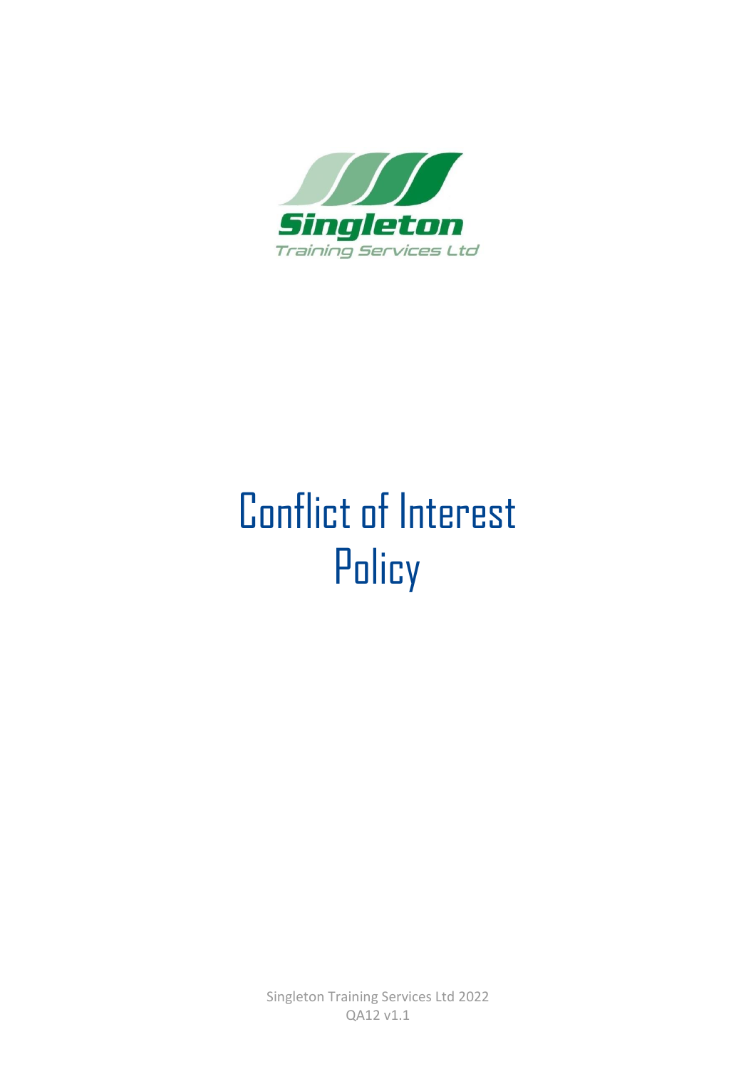Singleton

Training Services Ltd

# Conflict of Interest Policy

Singleton Training Services Ltd 2022
QA12 v1.1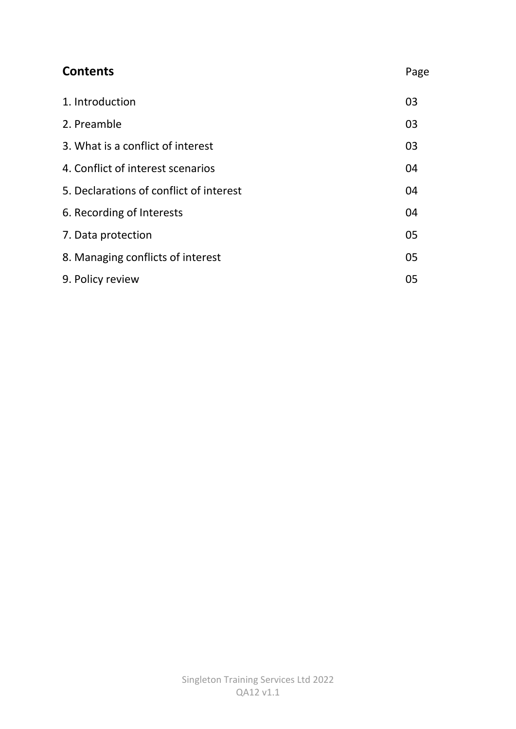## Contents

| | Page |
|---|---|
| 1. Introduction | 03 |
| 2. Preamble | 03 |
| 3. What is a conflict of interest | 03 |
| 4. Conflict of interest scenarios | 04 |
| 5. Declarations of conflict of interest | 04 |
| 6. Recording of Interests | 04 |
| 7. Data protection | 05 |
| 8. Managing conflicts of interest | 05 |
| 9. Policy review | 05 |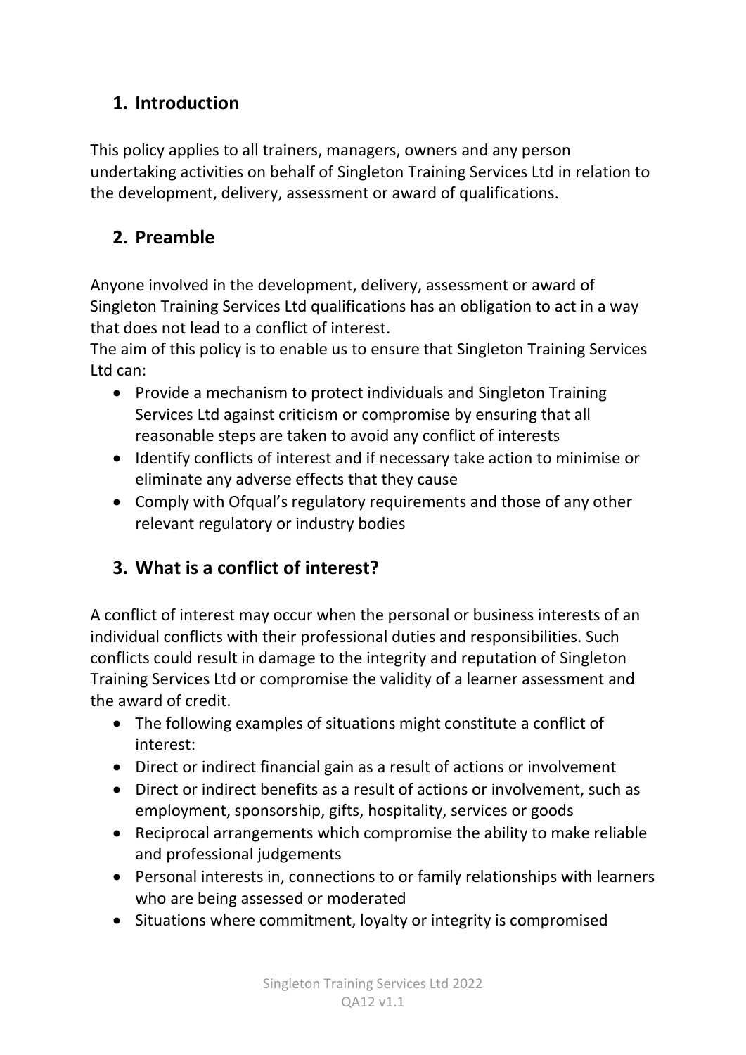## 1. Introduction

This policy applies to all trainers, managers, owners and any person undertaking activities on behalf of Singleton Training Services Ltd in relation to the development, delivery, assessment or award of qualifications.

## 2. Preamble

Anyone involved in the development, delivery, assessment or award of Singleton Training Services Ltd qualifications has an obligation to act in a way that does not lead to a conflict of interest.
The aim of this policy is to enable us to ensure that Singleton Training Services Ltd can:

- Provide a mechanism to protect individuals and Singleton Training Services Ltd against criticism or compromise by ensuring that all reasonable steps are taken to avoid any conflict of interests
- Identify conflicts of interest and if necessary take action to minimise or eliminate any adverse effects that they cause
- Comply with Ofqual's regulatory requirements and those of any other relevant regulatory or industry bodies

## 3. What is a conflict of interest?

A conflict of interest may occur when the personal or business interests of an individual conflicts with their professional duties and responsibilities. Such conflicts could result in damage to the integrity and reputation of Singleton Training Services Ltd or compromise the validity of a learner assessment and the award of credit.

- The following examples of situations might constitute a conflict of interest:
- Direct or indirect financial gain as a result of actions or involvement
- Direct or indirect benefits as a result of actions or involvement, such as employment, sponsorship, gifts, hospitality, services or goods
- Reciprocal arrangements which compromise the ability to make reliable and professional judgements
- Personal interests in, connections to or family relationships with learners who are being assessed or moderated
- Situations where commitment, loyalty or integrity is compromised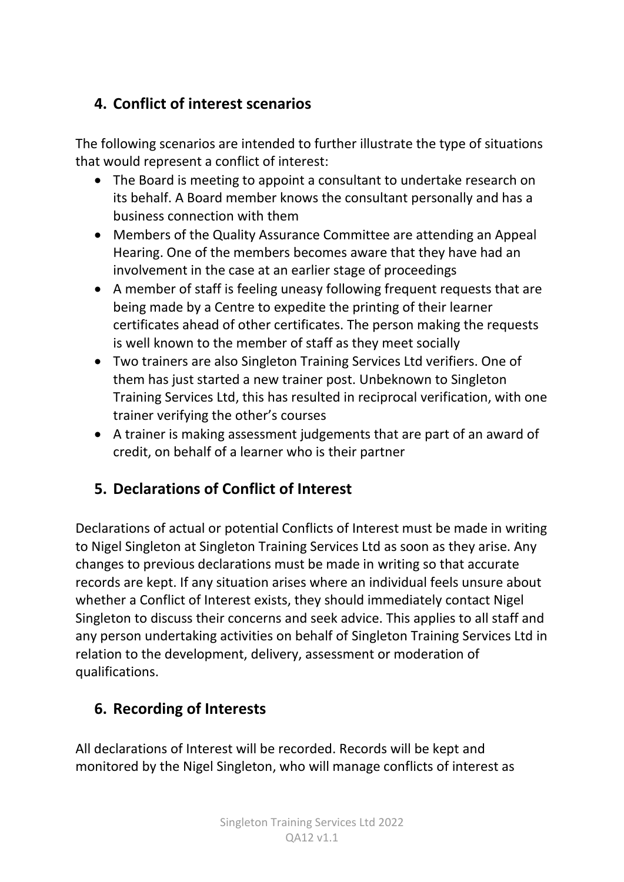## 4. Conflict of interest scenarios

The following scenarios are intended to further illustrate the type of situations that would represent a conflict of interest:

- The Board is meeting to appoint a consultant to undertake research on its behalf. A Board member knows the consultant personally and has a business connection with them
- Members of the Quality Assurance Committee are attending an Appeal Hearing. One of the members becomes aware that they have had an involvement in the case at an earlier stage of proceedings
- A member of staff is feeling uneasy following frequent requests that are being made by a Centre to expedite the printing of their learner certificates ahead of other certificates. The person making the requests is well known to the member of staff as they meet socially
- Two trainers are also Singleton Training Services Ltd verifiers. One of them has just started a new trainer post. Unbeknown to Singleton Training Services Ltd, this has resulted in reciprocal verification, with one trainer verifying the other's courses
- A trainer is making assessment judgements that are part of an award of credit, on behalf of a learner who is their partner

## 5. Declarations of Conflict of Interest

Declarations of actual or potential Conflicts of Interest must be made in writing to Nigel Singleton at Singleton Training Services Ltd as soon as they arise. Any changes to previous declarations must be made in writing so that accurate records are kept. If any situation arises where an individual feels unsure about whether a Conflict of Interest exists, they should immediately contact Nigel Singleton to discuss their concerns and seek advice. This applies to all staff and any person undertaking activities on behalf of Singleton Training Services Ltd in relation to the development, delivery, assessment or moderation of qualifications.

## 6. Recording of Interests

All declarations of Interest will be recorded. Records will be kept and monitored by the Nigel Singleton, who will manage conflicts of interest as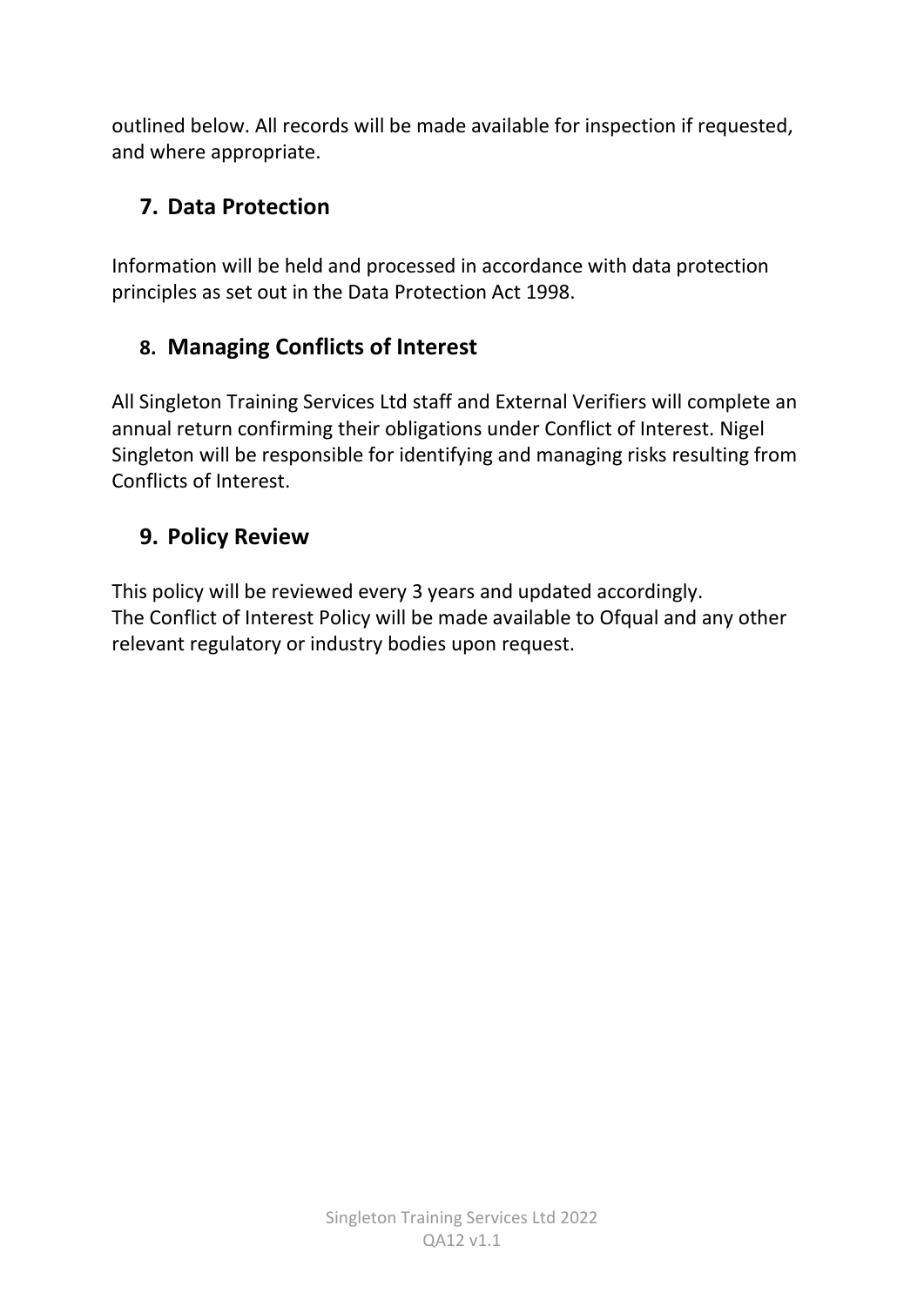outlined below. All records will be made available for inspection if requested, and where appropriate.

## 7. Data Protection

Information will be held and processed in accordance with data protection principles as set out in the Data Protection Act 1998.

## 8. Managing Conflicts of Interest

All Singleton Training Services Ltd staff and External Verifiers will complete an annual return confirming their obligations under Conflict of Interest. Nigel Singleton will be responsible for identifying and managing risks resulting from Conflicts of Interest.

## 9. Policy Review

This policy will be reviewed every 3 years and updated accordingly.
The Conflict of Interest Policy will be made available to Ofqual and any other relevant regulatory or industry bodies upon request.